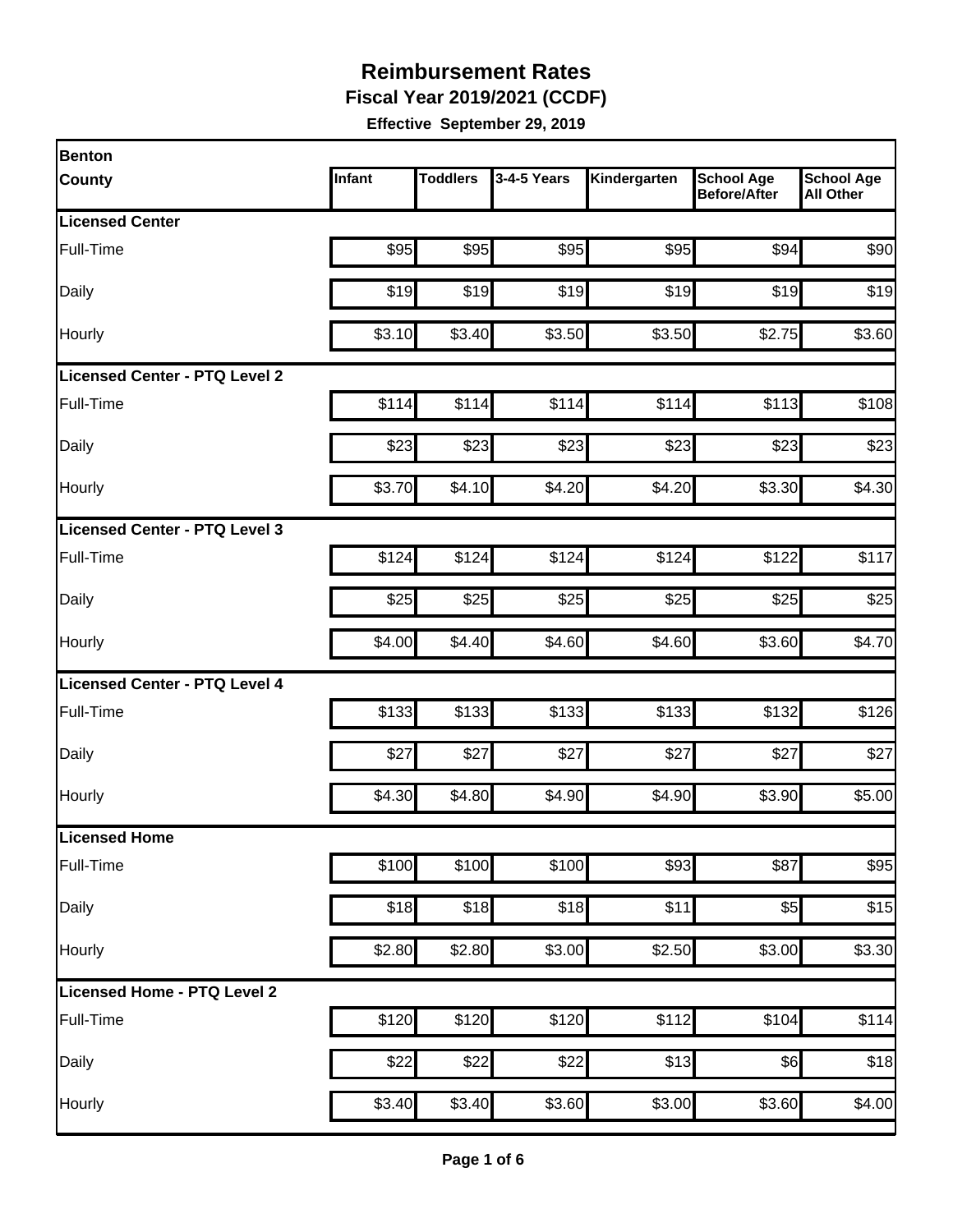# Reimbursement Rates

**Fiscal Year 2019/2021 (CCDF)**

**Effective September 29, 2019**

| Benton County | Infant | Toddlers | 3-4-5 Years | Kindergarten | School Age Before/After | School Age All Other |
|---|---|---|---|---|---|---|
| **Licensed Center** | | | | | | |
| Full-Time | $95 | $95 | $95 | $95 | $94 | $90 |
| Daily | $19 | $19 | $19 | $19 | $19 | $19 |
| Hourly | $3.10 | $3.40 | $3.50 | $3.50 | $2.75 | $3.60 |
| **Licensed Center - PTQ Level 2** | | | | | | |
| Full-Time | $114 | $114 | $114 | $114 | $113 | $108 |
| Daily | $23 | $23 | $23 | $23 | $23 | $23 |
| Hourly | $3.70 | $4.10 | $4.20 | $4.20 | $3.30 | $4.30 |
| **Licensed Center - PTQ Level 3** | | | | | | |
| Full-Time | $124 | $124 | $124 | $124 | $122 | $117 |
| Daily | $25 | $25 | $25 | $25 | $25 | $25 |
| Hourly | $4.00 | $4.40 | $4.60 | $4.60 | $3.60 | $4.70 |
| **Licensed Center - PTQ Level 4** | | | | | | |
| Full-Time | $133 | $133 | $133 | $133 | $132 | $126 |
| Daily | $27 | $27 | $27 | $27 | $27 | $27 |
| Hourly | $4.30 | $4.80 | $4.90 | $4.90 | $3.90 | $5.00 |
| **Licensed Home** | | | | | | |
| Full-Time | $100 | $100 | $100 | $93 | $87 | $95 |
| Daily | $18 | $18 | $18 | $11 | $5 | $15 |
| Hourly | $2.80 | $2.80 | $3.00 | $2.50 | $3.00 | $3.30 |
| **Licensed Home - PTQ Level 2** | | | | | | |
| Full-Time | $120 | $120 | $120 | $112 | $104 | $114 |
| Daily | $22 | $22 | $22 | $13 | $6 | $18 |
| Hourly | $3.40 | $3.40 | $3.60 | $3.00 | $3.60 | $4.00 |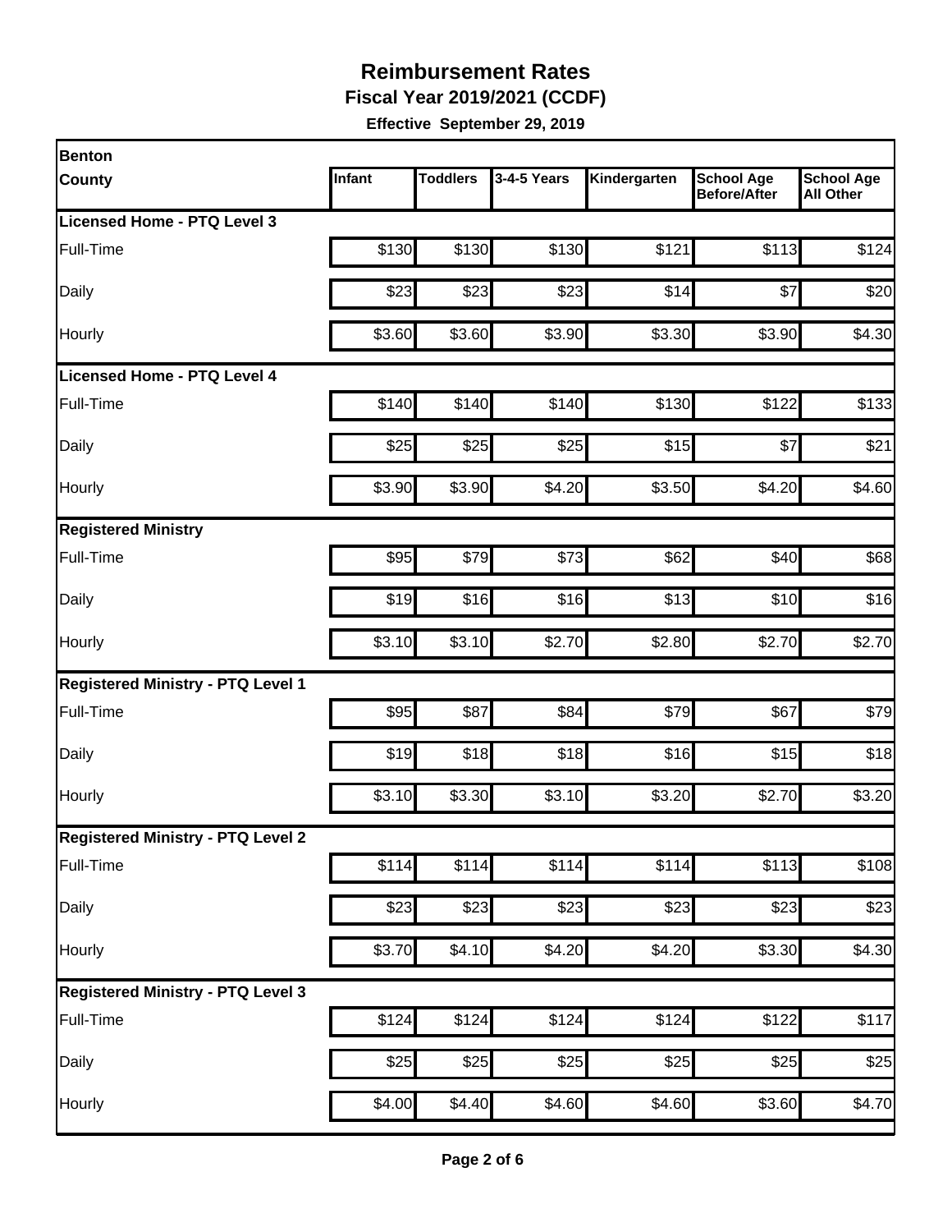# Reimbursement Rates

**Fiscal Year 2019/2021 (CCDF)**

**Effective September 29, 2019**

| Benton County | Infant | Toddlers | 3-4-5 Years | Kindergarten | School Age Before/After | School Age All Other |
|---|---|---|---|---|---|---|
| **Licensed Home - PTQ Level 3** | | | | | | |
| Full-Time | $130 | $130 | $130 | $121 | $113 | $124 |
| Daily | $23 | $23 | $23 | $14 | $7 | $20 |
| Hourly | $3.60 | $3.60 | $3.90 | $3.30 | $3.90 | $4.30 |
| **Licensed Home - PTQ Level 4** | | | | | | |
| Full-Time | $140 | $140 | $140 | $130 | $122 | $133 |
| Daily | $25 | $25 | $25 | $15 | $7 | $21 |
| Hourly | $3.90 | $3.90 | $4.20 | $3.50 | $4.20 | $4.60 |
| **Registered Ministry** | | | | | | |
| Full-Time | $95 | $79 | $73 | $62 | $40 | $68 |
| Daily | $19 | $16 | $16 | $13 | $10 | $16 |
| Hourly | $3.10 | $3.10 | $2.70 | $2.80 | $2.70 | $2.70 |
| **Registered Ministry - PTQ Level 1** | | | | | | |
| Full-Time | $95 | $87 | $84 | $79 | $67 | $79 |
| Daily | $19 | $18 | $18 | $16 | $15 | $18 |
| Hourly | $3.10 | $3.30 | $3.10 | $3.20 | $2.70 | $3.20 |
| **Registered Ministry - PTQ Level 2** | | | | | | |
| Full-Time | $114 | $114 | $114 | $114 | $113 | $108 |
| Daily | $23 | $23 | $23 | $23 | $23 | $23 |
| Hourly | $3.70 | $4.10 | $4.20 | $4.20 | $3.30 | $4.30 |
| **Registered Ministry - PTQ Level 3** | | | | | | |
| Full-Time | $124 | $124 | $124 | $124 | $122 | $117 |
| Daily | $25 | $25 | $25 | $25 | $25 | $25 |
| Hourly | $4.00 | $4.40 | $4.60 | $4.60 | $3.60 | $4.70 |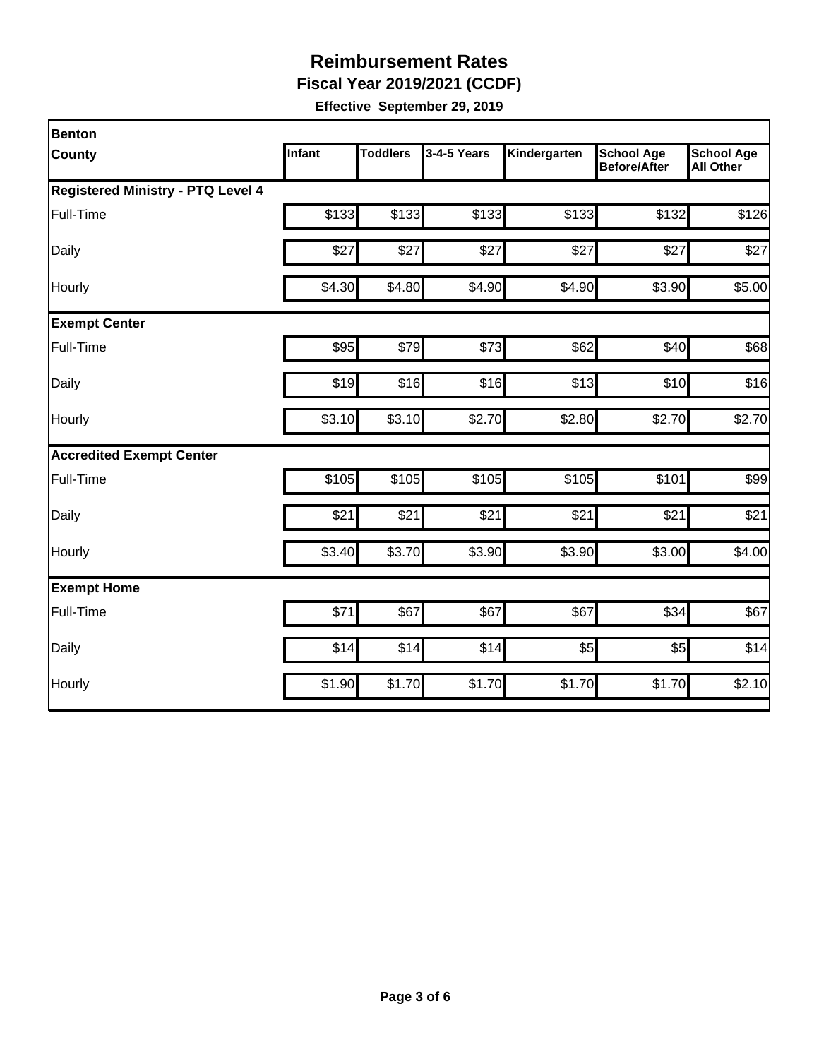# Reimbursement Rates

**Fiscal Year 2019/2021 (CCDF)**

**Effective September 29, 2019**

| Benton County | Infant | Toddlers | 3-4-5 Years | Kindergarten | School Age Before/After | School Age All Other |
|---|---|---|---|---|---|---|
| **Registered Ministry - PTQ Level 4** | | | | | | |
| Full-Time | $133 | $133 | $133 | $133 | $132 | $126 |
| Daily | $27 | $27 | $27 | $27 | $27 | $27 |
| Hourly | $4.30 | $4.80 | $4.90 | $4.90 | $3.90 | $5.00 |
| **Exempt Center** | | | | | | |
| Full-Time | $95 | $79 | $73 | $62 | $40 | $68 |
| Daily | $19 | $16 | $16 | $13 | $10 | $16 |
| Hourly | $3.10 | $3.10 | $2.70 | $2.80 | $2.70 | $2.70 |
| **Accredited Exempt Center** | | | | | | |
| Full-Time | $105 | $105 | $105 | $105 | $101 | $99 |
| Daily | $21 | $21 | $21 | $21 | $21 | $21 |
| Hourly | $3.40 | $3.70 | $3.90 | $3.90 | $3.00 | $4.00 |
| **Exempt Home** | | | | | | |
| Full-Time | $71 | $67 | $67 | $67 | $34 | $67 |
| Daily | $14 | $14 | $14 | $5 | $5 | $14 |
| Hourly | $1.90 | $1.70 | $1.70 | $1.70 | $1.70 | $2.10 |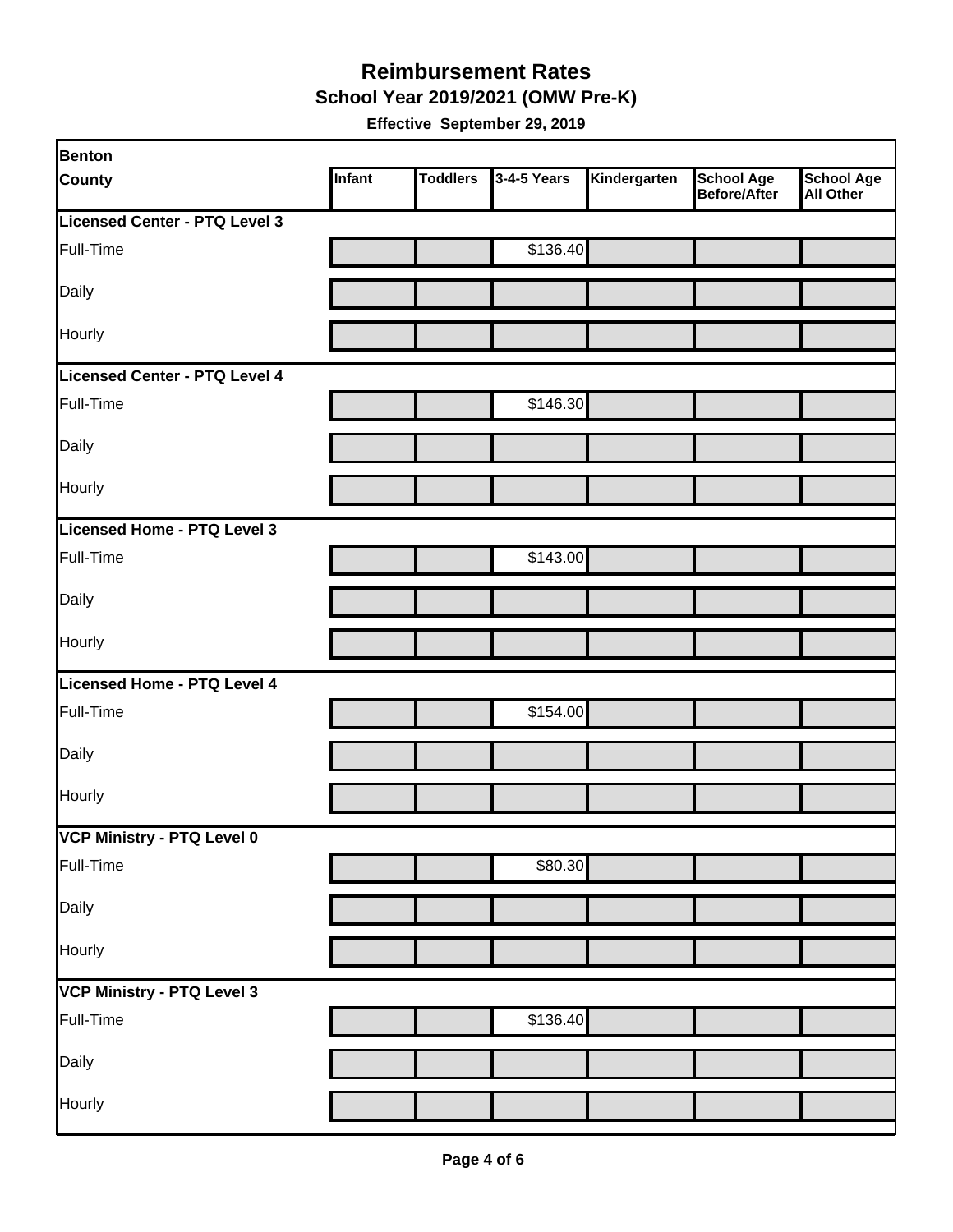# Reimbursement Rates

**School Year 2019/2021 (OMW Pre-K)**

**Effective September 29, 2019**

| **Benton County** | **Infant** | **Toddlers** | **3-4-5 Years** | **Kindergarten** | **School Age Before/After** | **School Age All Other** |
|---|---|---|---|---|---|---|
| **Licensed Center - PTQ Level 3** | | | | | | |
| Full-Time | | | $136.40 | | | |
| Daily | | | | | | |
| Hourly | | | | | | |
| **Licensed Center - PTQ Level 4** | | | | | | |
| Full-Time | | | $146.30 | | | |
| Daily | | | | | | |
| Hourly | | | | | | |
| **Licensed Home - PTQ Level 3** | | | | | | |
| Full-Time | | | $143.00 | | | |
| Daily | | | | | | |
| Hourly | | | | | | |
| **Licensed Home - PTQ Level 4** | | | | | | |
| Full-Time | | | $154.00 | | | |
| Daily | | | | | | |
| Hourly | | | | | | |
| **VCP Ministry - PTQ Level 0** | | | | | | |
| Full-Time | | | $80.30 | | | |
| Daily | | | | | | |
| Hourly | | | | | | |
| **VCP Ministry - PTQ Level 3** | | | | | | |
| Full-Time | | | $136.40 | | | |
| Daily | | | | | | |
| Hourly | | | | | | |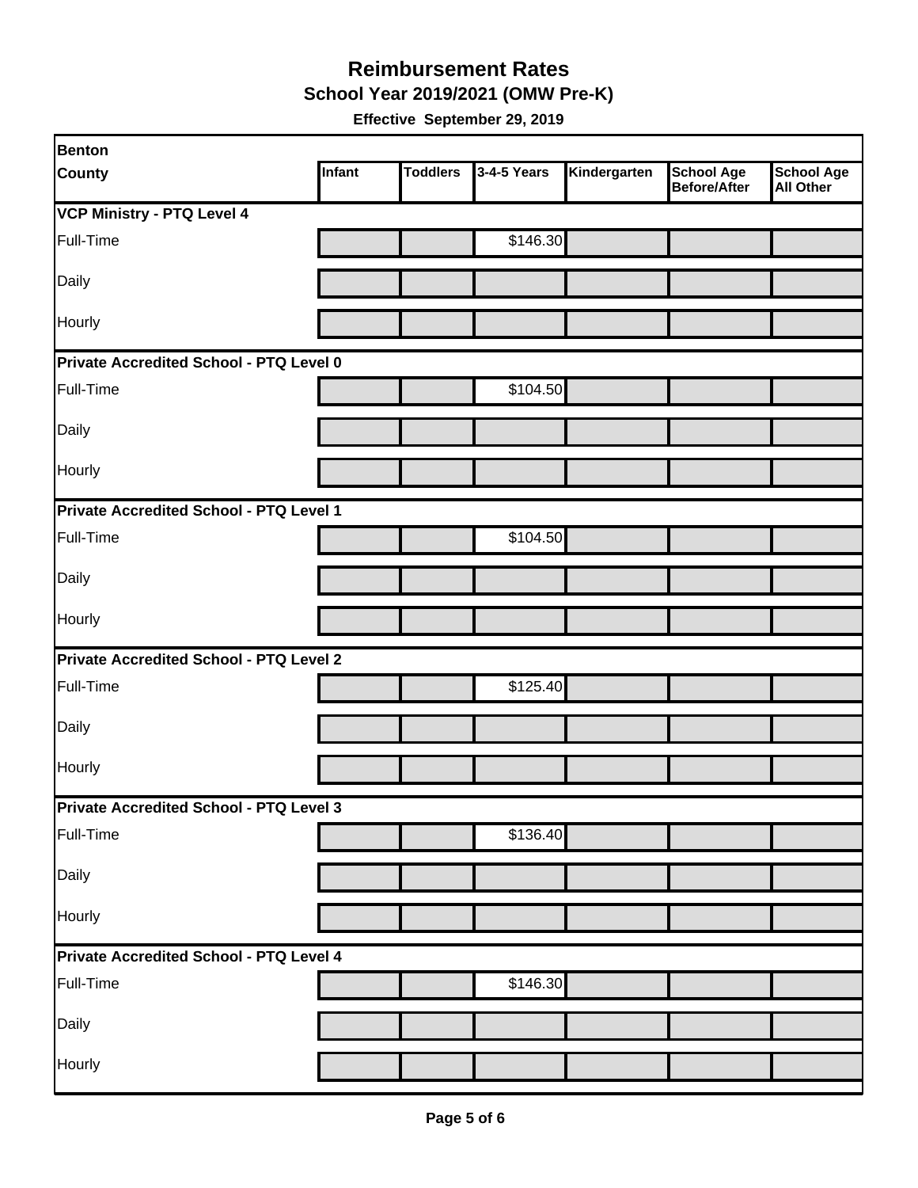# Reimbursement Rates

## School Year 2019/2021 (OMW Pre-K)

**Effective September 29, 2019**

| Benton County | Infant | Toddlers | 3-4-5 Years | Kindergarten | School Age Before/After | School Age All Other |
|---|---|---|---|---|---|---|
| **VCP Ministry - PTQ Level 4** | | | | | | |
| Full-Time | | | $146.30 | | | |
| Daily | | | | | | |
| Hourly | | | | | | |
| **Private Accredited School - PTQ Level 0** | | | | | | |
| Full-Time | | | $104.50 | | | |
| Daily | | | | | | |
| Hourly | | | | | | |
| **Private Accredited School - PTQ Level 1** | | | | | | |
| Full-Time | | | $104.50 | | | |
| Daily | | | | | | |
| Hourly | | | | | | |
| **Private Accredited School - PTQ Level 2** | | | | | | |
| Full-Time | | | $125.40 | | | |
| Daily | | | | | | |
| Hourly | | | | | | |
| **Private Accredited School - PTQ Level 3** | | | | | | |
| Full-Time | | | $136.40 | | | |
| Daily | | | | | | |
| Hourly | | | | | | |
| **Private Accredited School - PTQ Level 4** | | | | | | |
| Full-Time | | | $146.30 | | | |
| Daily | | | | | | |
| Hourly | | | | | | |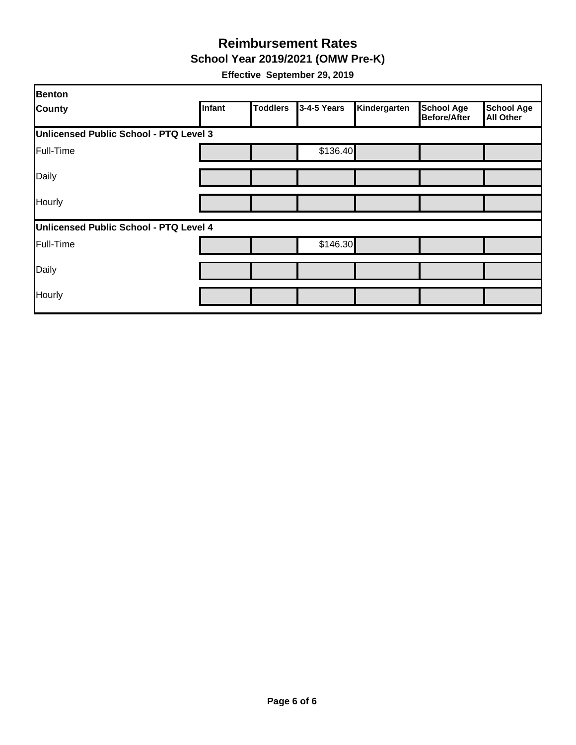# Reimbursement Rates

## School Year 2019/2021 (OMW Pre-K)

**Effective September 29, 2019**

| Benton County | Infant | Toddlers | 3-4-5 Years | Kindergarten | School Age Before/After | School Age All Other |
|---|---|---|---|---|---|---|
| **Unlicensed Public School - PTQ Level 3** | | | | | | |
| Full-Time | | | $136.40 | | | |
| Daily | | | | | | |
| Hourly | | | | | | |
| **Unlicensed Public School - PTQ Level 4** | | | | | | |
| Full-Time | | | $146.30 | | | |
| Daily | | | | | | |
| Hourly | | | | | | |